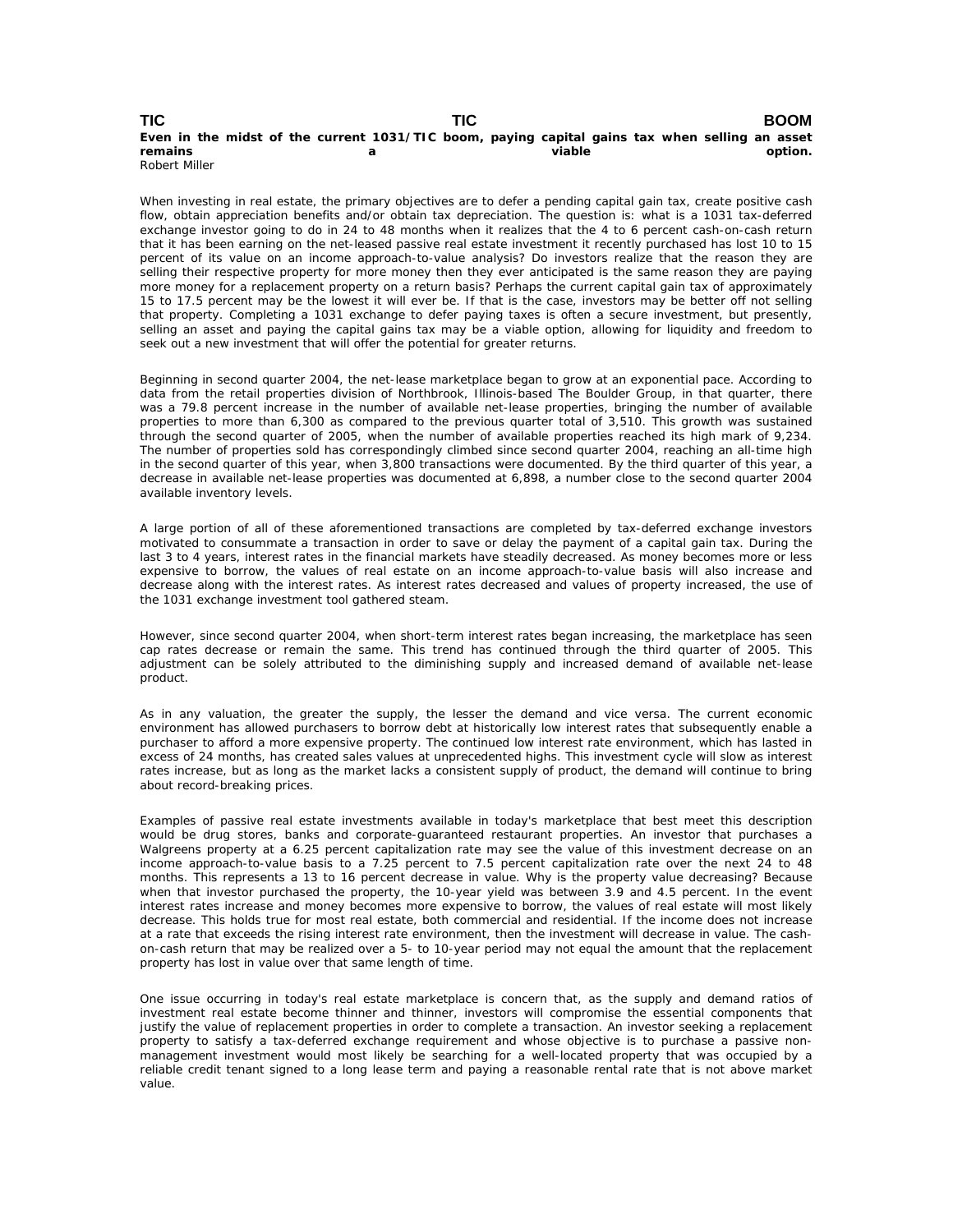# TIC TIC BOOM

**Even in the midst of the current 1031/TIC boom, paying capital gains tax when selling an asset remains a viable option.**

Robert Miller

When investing in real estate, the primary objectives are to defer a pending capital gain tax, create positive cash flow, obtain appreciation benefits and/or obtain tax depreciation. The question is: what is a 1031 tax-deferred exchange investor going to do in 24 to 48 months when it realizes that the 4 to 6 percent cash-on-cash return that it has been earning on the net-leased passive real estate investment it recently purchased has lost 10 to 15 percent of its value on an income approach-to-value analysis? Do investors realize that the reason they are selling their respective property for more money then they ever anticipated is the same reason they are paying more money for a replacement property on a return basis? Perhaps the current capital gain tax of approximately 15 to 17.5 percent may be the lowest it will ever be. If that is the case, investors may be better off not selling that property. Completing a 1031 exchange to defer paying taxes is often a secure investment, but presently, selling an asset and paying the capital gains tax may be a viable option, allowing for liquidity and freedom to seek out a new investment that will offer the potential for greater returns.

Beginning in second quarter 2004, the net-lease marketplace began to grow at an exponential pace. According to data from the retail properties division of Northbrook, Illinois-based The Boulder Group, in that quarter, there was a 79.8 percent increase in the number of available net-lease properties, bringing the number of available properties to more than 6,300 as compared to the previous quarter total of 3,510. This growth was sustained through the second quarter of 2005, when the number of available properties reached its high mark of 9,234. The number of properties sold has correspondingly climbed since second quarter 2004, reaching an all-time high in the second quarter of this year, when 3,800 transactions were documented. By the third quarter of this year, a decrease in available net-lease properties was documented at 6,898, a number close to the second quarter 2004 available inventory levels.

A large portion of all of these aforementioned transactions are completed by tax-deferred exchange investors motivated to consummate a transaction in order to save or delay the payment of a capital gain tax. During the last 3 to 4 years, interest rates in the financial markets have steadily decreased. As money becomes more or less expensive to borrow, the values of real estate on an income approach-to-value basis will also increase and decrease along with the interest rates. As interest rates decreased and values of property increased, the use of the 1031 exchange investment tool gathered steam.

However, since second quarter 2004, when short-term interest rates began increasing, the marketplace has seen cap rates decrease or remain the same. This trend has continued through the third quarter of 2005. This adjustment can be solely attributed to the diminishing supply and increased demand of available net-lease product.

As in any valuation, the greater the supply, the lesser the demand and vice versa. The current economic environment has allowed purchasers to borrow debt at historically low interest rates that subsequently enable a purchaser to afford a more expensive property. The continued low interest rate environment, which has lasted in excess of 24 months, has created sales values at unprecedented highs. This investment cycle will slow as interest rates increase, but as long as the market lacks a consistent supply of product, the demand will continue to bring about record-breaking prices.

Examples of passive real estate investments available in today's marketplace that best meet this description would be drug stores, banks and corporate-guaranteed restaurant properties. An investor that purchases a Walgreens property at a 6.25 percent capitalization rate may see the value of this investment decrease on an income approach-to-value basis to a 7.25 percent to 7.5 percent capitalization rate over the next 24 to 48 months. This represents a 13 to 16 percent decrease in value. Why is the property value decreasing? Because when that investor purchased the property, the 10-year yield was between 3.9 and 4.5 percent. In the event interest rates increase and money becomes more expensive to borrow, the values of real estate will most likely decrease. This holds true for most real estate, both commercial and residential. If the income does not increase at a rate that exceeds the rising interest rate environment, then the investment will decrease in value. The cash-on-cash return that may be realized over a 5- to 10-year period may not equal the amount that the replacement property has lost in value over that same length of time.

One issue occurring in today's real estate marketplace is concern that, as the supply and demand ratios of investment real estate become thinner and thinner, investors will compromise the essential components that justify the value of replacement properties in order to complete a transaction. An investor seeking a replacement property to satisfy a tax-deferred exchange requirement and whose objective is to purchase a passive non-management investment would most likely be searching for a well-located property that was occupied by a reliable credit tenant signed to a long lease term and paying a reasonable rental rate that is not above market value.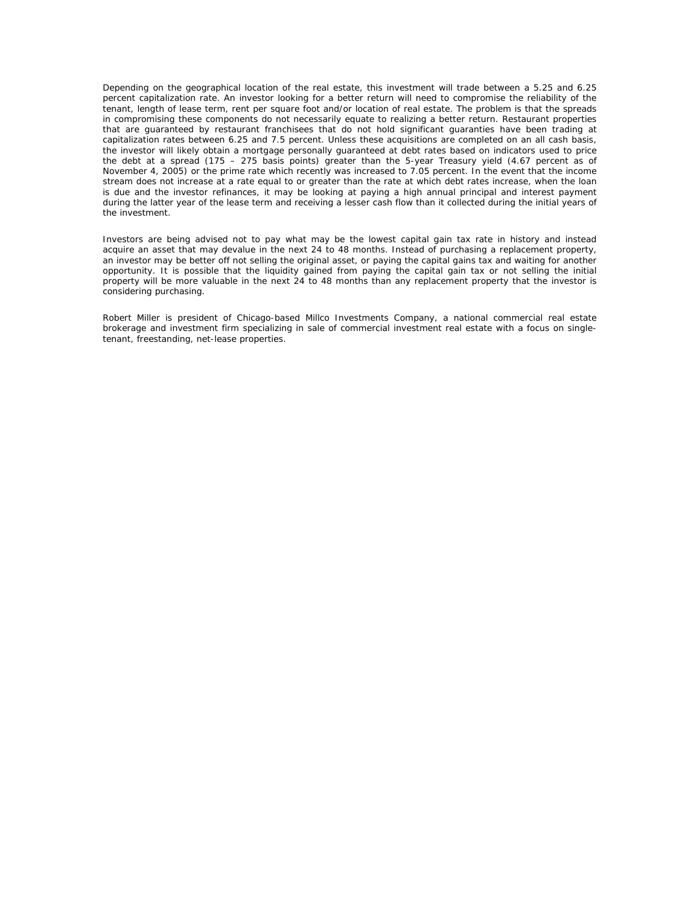Depending on the geographical location of the real estate, this investment will trade between a 5.25 and 6.25 percent capitalization rate. An investor looking for a better return will need to compromise the reliability of the tenant, length of lease term, rent per square foot and/or location of real estate. The problem is that the spreads in compromising these components do not necessarily equate to realizing a better return. Restaurant properties that are guaranteed by restaurant franchisees that do not hold significant guaranties have been trading at capitalization rates between 6.25 and 7.5 percent. Unless these acquisitions are completed on an all cash basis, the investor will likely obtain a mortgage personally guaranteed at debt rates based on indicators used to price the debt at a spread (175 – 275 basis points) greater than the 5-year Treasury yield (4.67 percent as of November 4, 2005) or the prime rate which recently was increased to 7.05 percent. In the event that the income stream does not increase at a rate equal to or greater than the rate at which debt rates increase, when the loan is due and the investor refinances, it may be looking at paying a high annual principal and interest payment during the latter year of the lease term and receiving a lesser cash flow than it collected during the initial years of the investment.

Investors are being advised not to pay what may be the lowest capital gain tax rate in history and instead acquire an asset that may devalue in the next 24 to 48 months. Instead of purchasing a replacement property, an investor may be better off not selling the original asset, or paying the capital gains tax and waiting for another opportunity. It is possible that the liquidity gained from paying the capital gain tax or not selling the initial property will be more valuable in the next 24 to 48 months than any replacement property that the investor is considering purchasing.

Robert Miller is president of Chicago-based Millco Investments Company, a national commercial real estate brokerage and investment firm specializing in sale of commercial investment real estate with a focus on single-tenant, freestanding, net-lease properties.